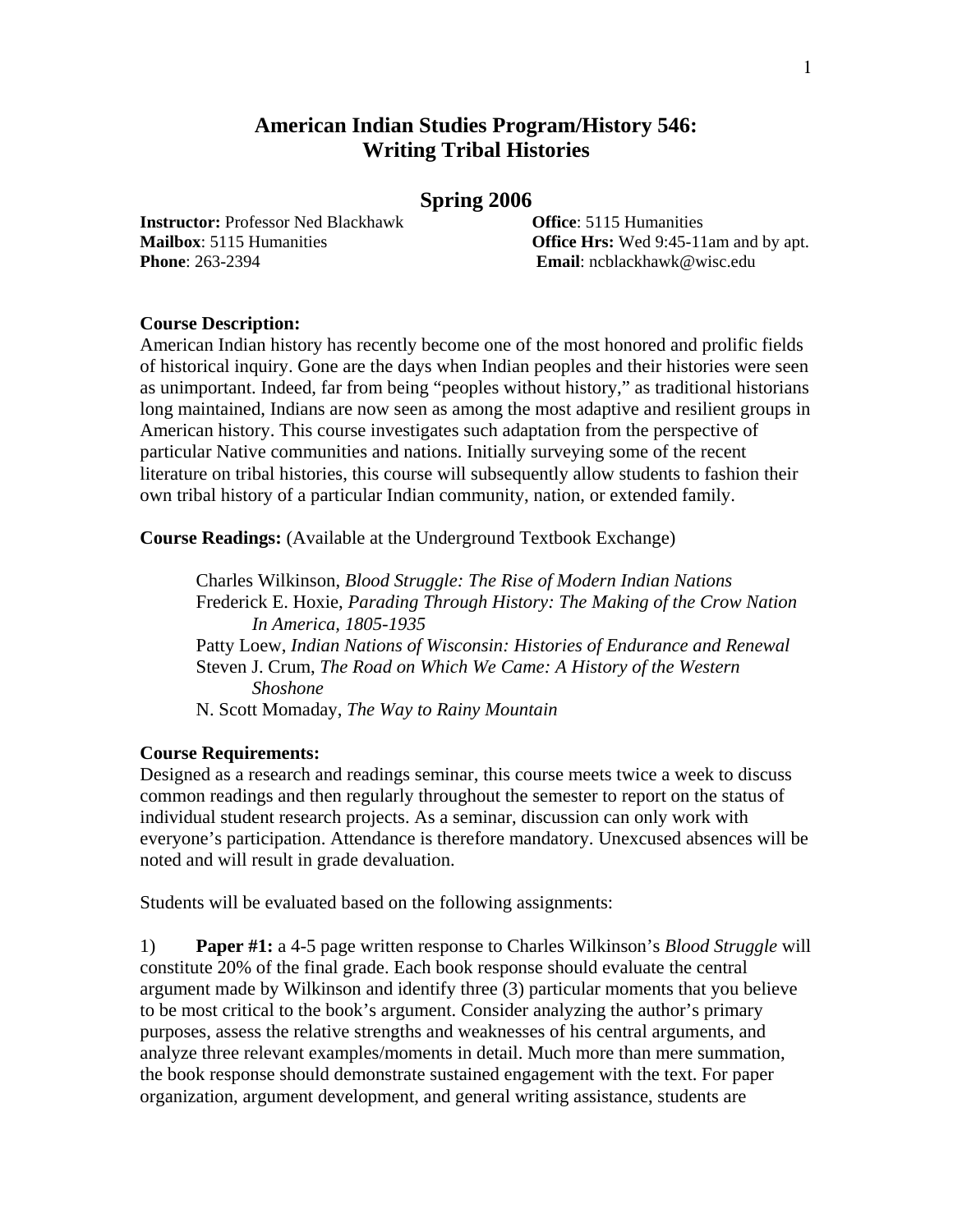# American Indian Studies Program/History 546: Writing Tribal Histories

## Spring 2006

**Instructor:** Professor Ned Blackhawk
**Office**: 5115 Humanities
**Mailbox**: 5115 Humanities
**Office Hrs:** Wed 9:45-11am and by apt.
**Phone**: 263-2394
**Email**: ncblackhawk@wisc.edu

**Course Description:**
American Indian history has recently become one of the most honored and prolific fields of historical inquiry. Gone are the days when Indian peoples and their histories were seen as unimportant. Indeed, far from being "peoples without history," as traditional historians long maintained, Indians are now seen as among the most adaptive and resilient groups in American history. This course investigates such adaptation from the perspective of particular Native communities and nations. Initially surveying some of the recent literature on tribal histories, this course will subsequently allow students to fashion their own tribal history of a particular Indian community, nation, or extended family.

**Course Readings:** (Available at the Underground Textbook Exchange)

- Charles Wilkinson, *Blood Struggle: The Rise of Modern Indian Nations*
- Frederick E. Hoxie, *Parading Through History: The Making of the Crow Nation In America, 1805-1935*
- Patty Loew, *Indian Nations of Wisconsin: Histories of Endurance and Renewal*
- Steven J. Crum, *The Road on Which We Came: A History of the Western Shoshone*
- N. Scott Momaday, *The Way to Rainy Mountain*

**Course Requirements:**
Designed as a research and readings seminar, this course meets twice a week to discuss common readings and then regularly throughout the semester to report on the status of individual student research projects. As a seminar, discussion can only work with everyone's participation. Attendance is therefore mandatory. Unexcused absences will be noted and will result in grade devaluation.

Students will be evaluated based on the following assignments:

1) **Paper #1:** a 4-5 page written response to Charles Wilkinson's *Blood Struggle* will constitute 20% of the final grade. Each book response should evaluate the central argument made by Wilkinson and identify three (3) particular moments that you believe to be most critical to the book's argument. Consider analyzing the author's primary purposes, assess the relative strengths and weaknesses of his central arguments, and analyze three relevant examples/moments in detail. Much more than mere summation, the book response should demonstrate sustained engagement with the text. For paper organization, argument development, and general writing assistance, students are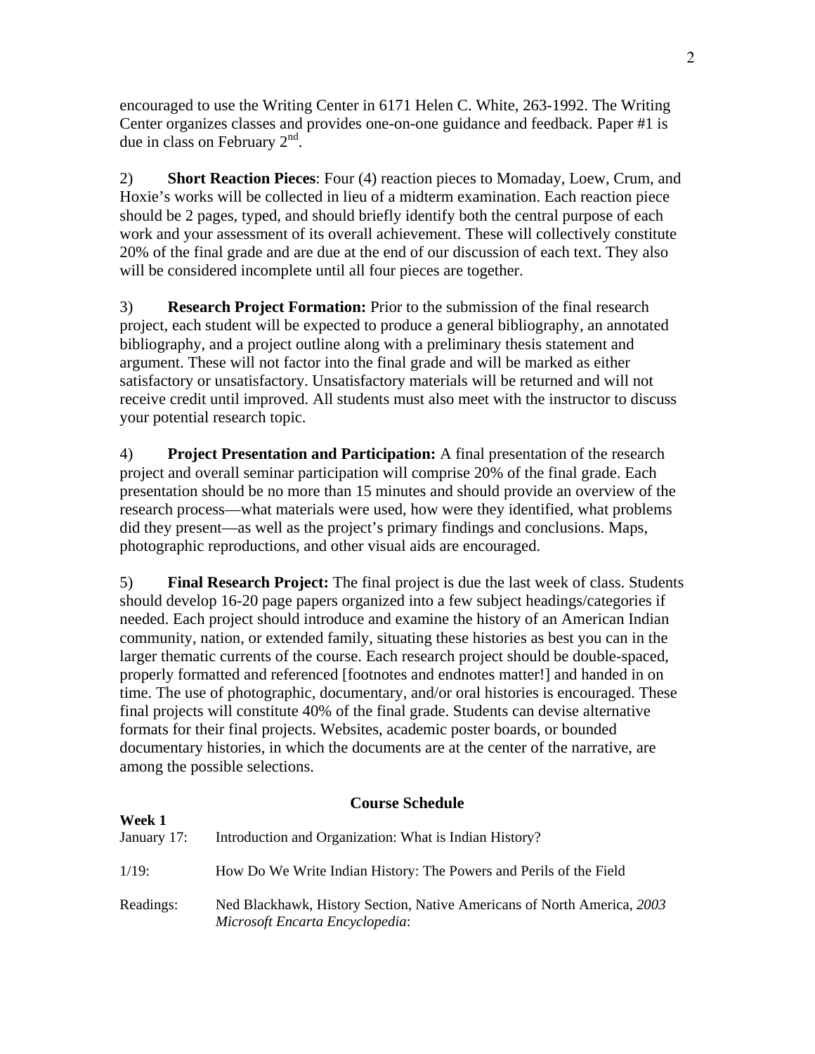encouraged to use the Writing Center in 6171 Helen C. White, 263-1992. The Writing Center organizes classes and provides one-on-one guidance and feedback. Paper #1 is due in class on February 2nd.

2) **Short Reaction Pieces**: Four (4) reaction pieces to Momaday, Loew, Crum, and Hoxie's works will be collected in lieu of a midterm examination. Each reaction piece should be 2 pages, typed, and should briefly identify both the central purpose of each work and your assessment of its overall achievement. These will collectively constitute 20% of the final grade and are due at the end of our discussion of each text. They also will be considered incomplete until all four pieces are together.

3) **Research Project Formation:** Prior to the submission of the final research project, each student will be expected to produce a general bibliography, an annotated bibliography, and a project outline along with a preliminary thesis statement and argument. These will not factor into the final grade and will be marked as either satisfactory or unsatisfactory. Unsatisfactory materials will be returned and will not receive credit until improved. All students must also meet with the instructor to discuss your potential research topic.

4) **Project Presentation and Participation:** A final presentation of the research project and overall seminar participation will comprise 20% of the final grade. Each presentation should be no more than 15 minutes and should provide an overview of the research process—what materials were used, how were they identified, what problems did they present—as well as the project's primary findings and conclusions. Maps, photographic reproductions, and other visual aids are encouraged.

5) **Final Research Project:** The final project is due the last week of class. Students should develop 16-20 page papers organized into a few subject headings/categories if needed. Each project should introduce and examine the history of an American Indian community, nation, or extended family, situating these histories as best you can in the larger thematic currents of the course. Each research project should be double-spaced, properly formatted and referenced [footnotes and endnotes matter!] and handed in on time. The use of photographic, documentary, and/or oral histories is encouraged. These final projects will constitute 40% of the final grade. Students can devise alternative formats for their final projects. Websites, academic poster boards, or bounded documentary histories, in which the documents are at the center of the narrative, are among the possible selections.

## Course Schedule

**Week 1**

January 17: Introduction and Organization: What is Indian History?

1/19: How Do We Write Indian History: The Powers and Perils of the Field

Readings: Ned Blackhawk, History Section, Native Americans of North America, *2003 Microsoft Encarta Encyclopedia*: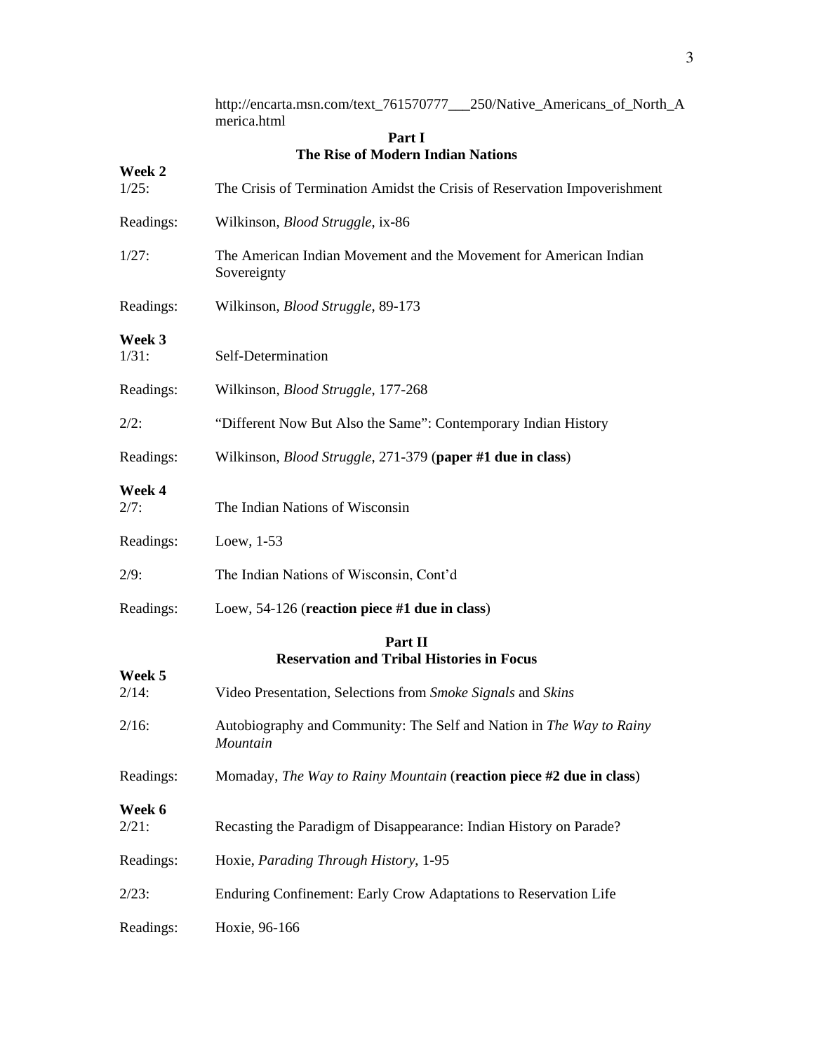http://encarta.msn.com/text_761570777___250/Native_Americans_of_North_America.html

## Part I
## The Rise of Modern Indian Nations

**Week 2**

1/25: The Crisis of Termination Amidst the Crisis of Reservation Impoverishment

Readings: Wilkinson, *Blood Struggle*, ix-86

1/27: The American Indian Movement and the Movement for American Indian Sovereignty

Readings: Wilkinson, *Blood Struggle*, 89-173

**Week 3**

1/31: Self-Determination

Readings: Wilkinson, *Blood Struggle*, 177-268

2/2: "Different Now But Also the Same": Contemporary Indian History

Readings: Wilkinson, *Blood Struggle*, 271-379 (**paper #1 due in class**)

**Week 4**

2/7: The Indian Nations of Wisconsin

Readings: Loew, 1-53

2/9: The Indian Nations of Wisconsin, Cont'd

Readings: Loew, 54-126 (**reaction piece #1 due in class**)

## Part II
## Reservation and Tribal Histories in Focus

**Week 5**

2/14: Video Presentation, Selections from *Smoke Signals* and *Skins*

2/16: Autobiography and Community: The Self and Nation in *The Way to Rainy Mountain*

Readings: Momaday, *The Way to Rainy Mountain* (**reaction piece #2 due in class**)

**Week 6**

2/21: Recasting the Paradigm of Disappearance: Indian History on Parade?

Readings: Hoxie, *Parading Through History*, 1-95

2/23: Enduring Confinement: Early Crow Adaptations to Reservation Life

Readings: Hoxie, 96-166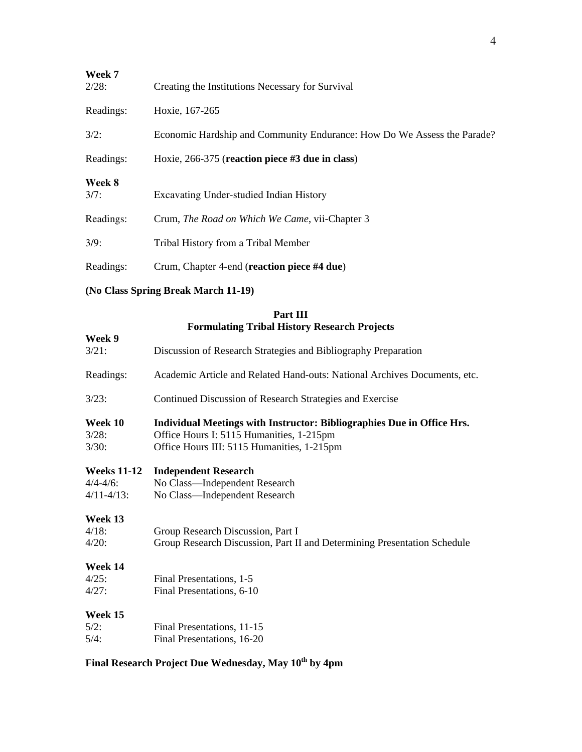**Week 7**

2/28: Creating the Institutions Necessary for Survival

Readings: Hoxie, 167-265

3/2: Economic Hardship and Community Endurance: How Do We Assess the Parade?

Readings: Hoxie, 266-375 (**reaction piece #3 due in class**)

**Week 8**

3/7: Excavating Under-studied Indian History

Readings: Crum, *The Road on Which We Came*, vii-Chapter 3

3/9: Tribal History from a Tribal Member

Readings: Crum, Chapter 4-end (**reaction piece #4 due**)

**(No Class Spring Break March 11-19)**

## Part III
## Formulating Tribal History Research Projects

**Week 9**

3/21: Discussion of Research Strategies and Bibliography Preparation

Readings: Academic Article and Related Hand-outs: National Archives Documents, etc.

3/23: Continued Discussion of Research Strategies and Exercise

**Week 10** **Individual Meetings with Instructor: Bibliographies Due in Office Hrs.**

3/28: Office Hours I: 5115 Humanities, 1-215pm

3/30: Office Hours III: 5115 Humanities, 1-215pm

**Weeks 11-12** **Independent Research**

4/4-4/6: No Class—Independent Research

4/11-4/13: No Class—Independent Research

**Week 13**

4/18: Group Research Discussion, Part I

4/20: Group Research Discussion, Part II and Determining Presentation Schedule

**Week 14**

4/25: Final Presentations, 1-5

4/27: Final Presentations, 6-10

**Week 15**

5/2: Final Presentations, 11-15

5/4: Final Presentations, 16-20

**Final Research Project Due Wednesday, May 10th by 4pm**